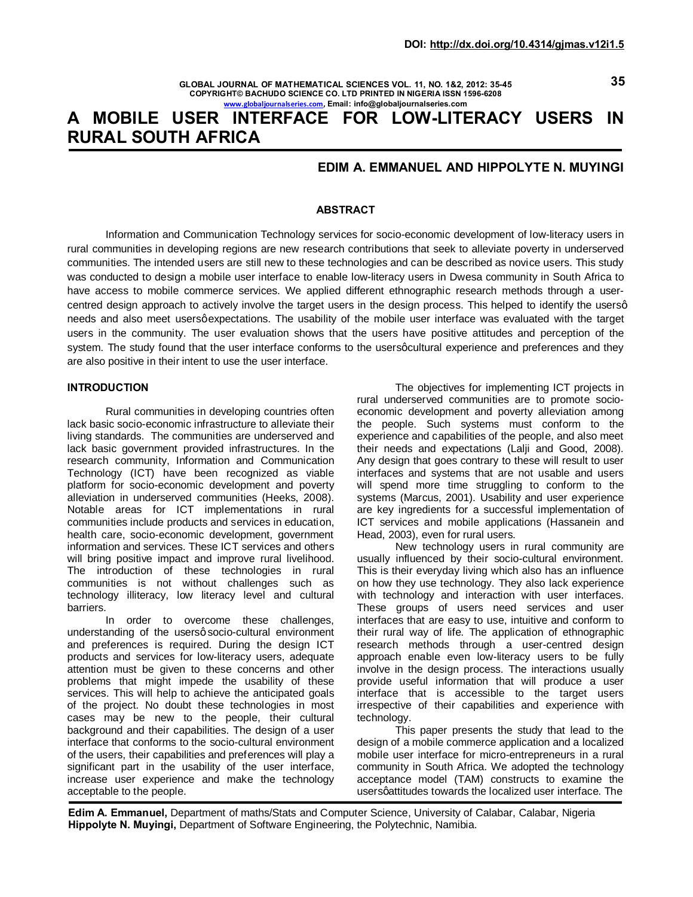# A MOBILE USER INTERFACE FOR LOW-LITERACY USERS IN RURAL SOUTH AFRICA

## EDIM A. EMMANUEL AND HIPPOLYTE N. MUYINGI

### ABSTRACT

Information and Communication Technology services for socio-economic development of low-literacy users in rural communities in developing regions are new research contributions that seek to alleviate poverty in underserved communities. The intended users are still new to these technologies and can be described as novice users. This study was conducted to design a mobile user interface to enable low-literacy users in Dwesa community in South Africa to have access to mobile commerce services. We applied different ethnographic research methods through a user-centred design approach to actively involve the target users in the design process. This helped to identify the usersφ needs and also meet usersφ expectations. The usability of the mobile user interface was evaluated with the target users in the community. The user evaluation shows that the users have positive attitudes and perception of the system. The study found that the user interface conforms to the usersφ cultural experience and preferences and they are also positive in their intent to use the user interface.

### INTRODUCTION

Rural communities in developing countries often lack basic socio-economic infrastructure to alleviate their living standards. The communities are underserved and lack basic government provided infrastructures. In the research community, Information and Communication Technology (ICT) have been recognized as viable platform for socio-economic development and poverty alleviation in underserved communities (Heeks, 2008). Notable areas for ICT implementations in rural communities include products and services in education, health care, socio-economic development, government information and services. These ICT services and others will bring positive impact and improve rural livelihood. The introduction of these technologies in rural communities is not without challenges such as technology illiteracy, low literacy level and cultural barriers.

In order to overcome these challenges, understanding of the usersφ socio-cultural environment and preferences is required. During the design ICT products and services for low-literacy users, adequate attention must be given to these concerns and other problems that might impede the usability of these services. This will help to achieve the anticipated goals of the project. No doubt these technologies in most cases may be new to the people, their cultural background and their capabilities. The design of a user interface that conforms to the socio-cultural environment of the users, their capabilities and preferences will play a significant part in the usability of the user interface, increase user experience and make the technology acceptable to the people.

The objectives for implementing ICT projects in rural underserved communities are to promote socio-economic development and poverty alleviation among the people. Such systems must conform to the experience and capabilities of the people, and also meet their needs and expectations (Lalji and Good, 2008). Any design that goes contrary to these will result to user interfaces and systems that are not usable and users will spend more time struggling to conform to the systems (Marcus, 2001). Usability and user experience are key ingredients for a successful implementation of ICT services and mobile applications (Hassanein and Head, 2003), even for rural users.

New technology users in rural community are usually influenced by their socio-cultural environment. This is their everyday living which also has an influence on how they use technology. They also lack experience with technology and interaction with user interfaces. These groups of users need services and user interfaces that are easy to use, intuitive and conform to their rural way of life. The application of ethnographic research methods through a user-centred design approach enable even low-literacy users to be fully involve in the design process. The interactions usually provide useful information that will produce a user interface that is accessible to the target users irrespective of their capabilities and experience with technology.

This paper presents the study that lead to the design of a mobile commerce application and a localized mobile user interface for micro-entrepreneurs in a rural community in South Africa. We adopted the technology acceptance model (TAM) constructs to examine the usersφ attitudes towards the localized user interface. The

---

**Edim A. Emmanuel,** Department of maths/Stats and Computer Science, University of Calabar, Calabar, Nigeria
**Hippolyte N. Muyingi,** Department of Software Engineering, the Polytechnic, Namibia.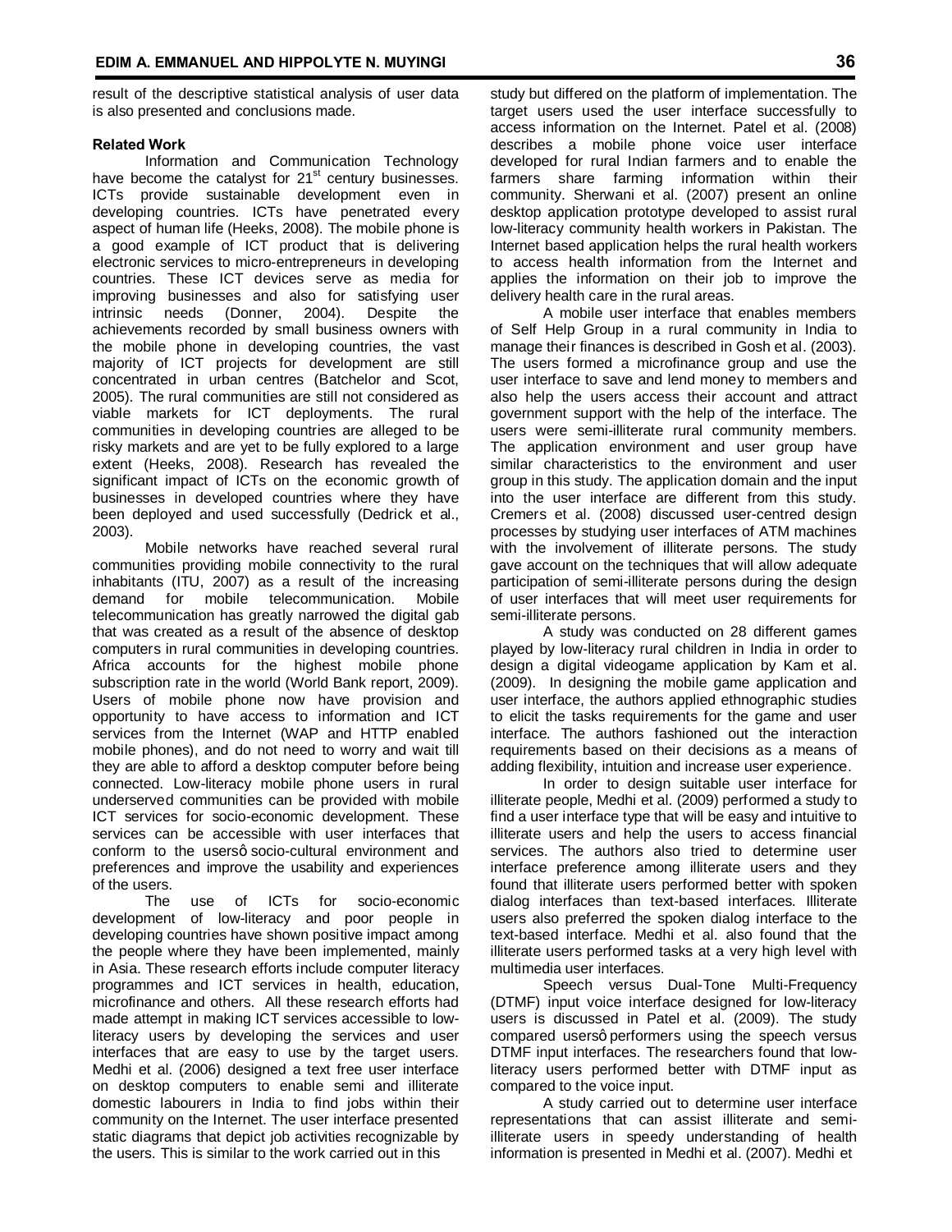result of the descriptive statistical analysis of user data is also presented and conclusions made.

**Related Work**

Information and Communication Technology have become the catalyst for 21st century businesses. ICTs provide sustainable development even in developing countries. ICTs have penetrated every aspect of human life (Heeks, 2008). The mobile phone is a good example of ICT product that is delivering electronic services to micro-entrepreneurs in developing countries. These ICT devices serve as media for improving businesses and also for satisfying user intrinsic needs (Donner, 2004). Despite the achievements recorded by small business owners with the mobile phone in developing countries, the vast majority of ICT projects for development are still concentrated in urban centres (Batchelor and Scot, 2005). The rural communities are still not considered as viable markets for ICT deployments. The rural communities in developing countries are alleged to be risky markets and are yet to be fully explored to a large extent (Heeks, 2008). Research has revealed the significant impact of ICTs on the economic growth of businesses in developed countries where they have been deployed and used successfully (Dedrick et al., 2003).

Mobile networks have reached several rural communities providing mobile connectivity to the rural inhabitants (ITU, 2007) as a result of the increasing demand for mobile telecommunication. Mobile telecommunication has greatly narrowed the digital gab that was created as a result of the absence of desktop computers in rural communities in developing countries. Africa accounts for the highest mobile phone subscription rate in the world (World Bank report, 2009). Users of mobile phone now have provision and opportunity to have access to information and ICT services from the Internet (WAP and HTTP enabled mobile phones), and do not need to worry and wait till they are able to afford a desktop computer before being connected. Low-literacy mobile phone users in rural underserved communities can be provided with mobile ICT services for socio-economic development. These services can be accessible with user interfaces that conform to the usersǿ socio-cultural environment and preferences and improve the usability and experiences of the users.

The use of ICTs for socio-economic development of low-literacy and poor people in developing countries have shown positive impact among the people where they have been implemented, mainly in Asia. These research efforts include computer literacy programmes and ICT services in health, education, microfinance and others. All these research efforts had made attempt in making ICT services accessible to low-literacy users by developing the services and user interfaces that are easy to use by the target users. Medhi et al. (2006) designed a text free user interface on desktop computers to enable semi and illiterate domestic labourers in India to find jobs within their community on the Internet. The user interface presented static diagrams that depict job activities recognizable by the users. This is similar to the work carried out in this study but differed on the platform of implementation. The target users used the user interface successfully to access information on the Internet. Patel et al. (2008) describes a mobile phone voice user interface developed for rural Indian farmers and to enable the farmers share farming information within their community. Sherwani et al. (2007) present an online desktop application prototype developed to assist rural low-literacy community health workers in Pakistan. The Internet based application helps the rural health workers to access health information from the Internet and applies the information on their job to improve the delivery health care in the rural areas.

A mobile user interface that enables members of Self Help Group in a rural community in India to manage their finances is described in Gosh et al. (2003). The users formed a microfinance group and use the user interface to save and lend money to members and also help the users access their account and attract government support with the help of the interface. The users were semi-illiterate rural community members. The application environment and user group have similar characteristics to the environment and user group in this study. The application domain and the input into the user interface are different from this study. Cremers et al. (2008) discussed user-centred design processes by studying user interfaces of ATM machines with the involvement of illiterate persons. The study gave account on the techniques that will allow adequate participation of semi-illiterate persons during the design of user interfaces that will meet user requirements for semi-illiterate persons.

A study was conducted on 28 different games played by low-literacy rural children in India in order to design a digital videogame application by Kam et al. (2009). In designing the mobile game application and user interface, the authors applied ethnographic studies to elicit the tasks requirements for the game and user interface. The authors fashioned out the interaction requirements based on their decisions as a means of adding flexibility, intuition and increase user experience.

In order to design suitable user interface for illiterate people, Medhi et al. (2009) performed a study to find a user interface type that will be easy and intuitive to illiterate users and help the users to access financial services. The authors also tried to determine user interface preference among illiterate users and they found that illiterate users performed better with spoken dialog interfaces than text-based interfaces. Illiterate users also preferred the spoken dialog interface to the text-based interface. Medhi et al. also found that the illiterate users performed tasks at a very high level with multimedia user interfaces.

Speech versus Dual-Tone Multi-Frequency (DTMF) input voice interface designed for low-literacy users is discussed in Patel et al. (2009). The study compared usersǿ performers using the speech versus DTMF input interfaces. The researchers found that low-literacy users performed better with DTMF input as compared to the voice input.

A study carried out to determine user interface representations that can assist illiterate and semi-illiterate users in speedy understanding of health information is presented in Medhi et al. (2007). Medhi et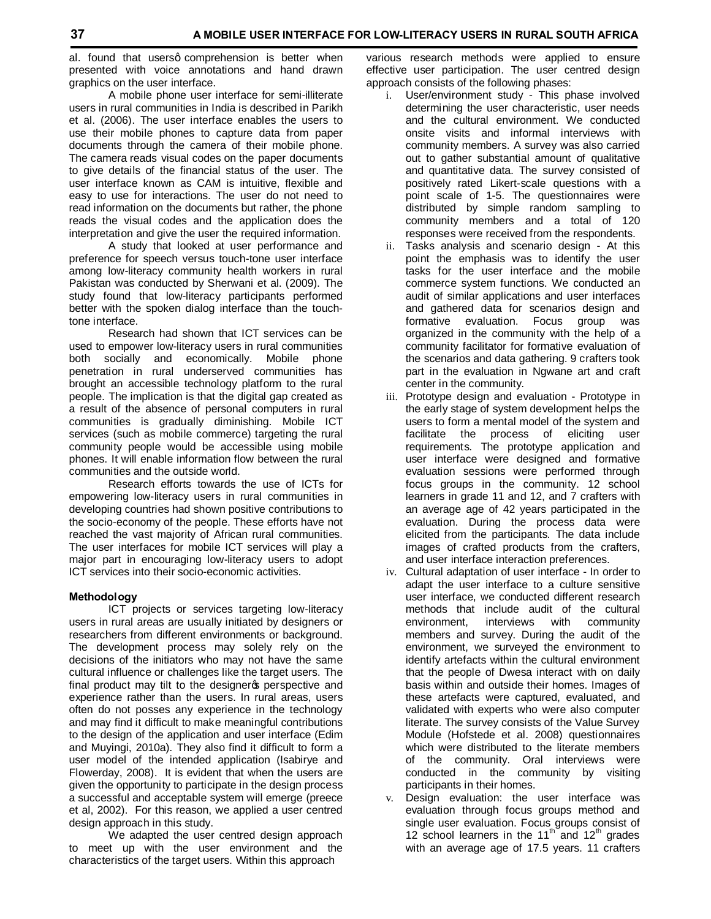al. found that usersø comprehension is better when presented with voice annotations and hand drawn graphics on the user interface.

A mobile phone user interface for semi-illiterate users in rural communities in India is described in Parikh et al. (2006). The user interface enables the users to use their mobile phones to capture data from paper documents through the camera of their mobile phone. The camera reads visual codes on the paper documents to give details of the financial status of the user. The user interface known as CAM is intuitive, flexible and easy to use for interactions. The user do not need to read information on the documents but rather, the phone reads the visual codes and the application does the interpretation and give the user the required information.

A study that looked at user performance and preference for speech versus touch-tone user interface among low-literacy community health workers in rural Pakistan was conducted by Sherwani et al. (2009). The study found that low-literacy participants performed better with the spoken dialog interface than the touch-tone interface.

Research had shown that ICT services can be used to empower low-literacy users in rural communities both socially and economically. Mobile phone penetration in rural underserved communities has brought an accessible technology platform to the rural people. The implication is that the digital gap created as a result of the absence of personal computers in rural communities is gradually diminishing. Mobile ICT services (such as mobile commerce) targeting the rural community people would be accessible using mobile phones. It will enable information flow between the rural communities and the outside world.

Research efforts towards the use of ICTs for empowering low-literacy users in rural communities in developing countries had shown positive contributions to the socio-economy of the people. These efforts have not reached the vast majority of African rural communities. The user interfaces for mobile ICT services will play a major part in encouraging low-literacy users to adopt ICT services into their socio-economic activities.

**Methodology**

ICT projects or services targeting low-literacy users in rural areas are usually initiated by designers or researchers from different environments or background. The development process may solely rely on the decisions of the initiators who may not have the same cultural influence or challenges like the target users. The final product may tilt to the designerøs perspective and experience rather than the users. In rural areas, users often do not posses any experience in the technology and may find it difficult to make meaningful contributions to the design of the application and user interface (Edim and Muyingi, 2010a). They also find it difficult to form a user model of the intended application (Isabirye and Flowerday, 2008). It is evident that when the users are given the opportunity to participate in the design process a successful and acceptable system will emerge (preece et al, 2002). For this reason, we applied a user centred design approach in this study.

We adapted the user centred design approach to meet up with the user environment and the characteristics of the target users. Within this approach various research methods were applied to ensure effective user participation. The user centred design approach consists of the following phases:

i. User/environment study - This phase involved determining the user characteristic, user needs and the cultural environment. We conducted onsite visits and informal interviews with community members. A survey was also carried out to gather substantial amount of qualitative and quantitative data. The survey consisted of positively rated Likert-scale questions with a point scale of 1-5. The questionnaires were distributed by simple random sampling to community members and a total of 120 responses were received from the respondents.
ii. Tasks analysis and scenario design - At this point the emphasis was to identify the user tasks for the user interface and the mobile commerce system functions. We conducted an audit of similar applications and user interfaces and gathered data for scenarios design and formative evaluation. Focus group was organized in the community with the help of a community facilitator for formative evaluation of the scenarios and data gathering. 9 crafters took part in the evaluation in Ngwane art and craft center in the community.
iii. Prototype design and evaluation - Prototype in the early stage of system development helps the users to form a mental model of the system and facilitate the process of eliciting user requirements. The prototype application and user interface were designed and formative evaluation sessions were performed through focus groups in the community. 12 school learners in grade 11 and 12, and 7 crafters with an average age of 42 years participated in the evaluation. During the process data were elicited from the participants. The data include images of crafted products from the crafters, and user interface interaction preferences.
iv. Cultural adaptation of user interface - In order to adapt the user interface to a culture sensitive user interface, we conducted different research methods that include audit of the cultural environment, interviews with community members and survey. During the audit of the environment, we surveyed the environment to identify artefacts within the cultural environment that the people of Dwesa interact with on daily basis within and outside their homes. Images of these artefacts were captured, evaluated, and validated with experts who were also computer literate. The survey consists of the Value Survey Module (Hofstede et al. 2008) questionnaires which were distributed to the literate members of the community. Oral interviews were conducted in the community by visiting participants in their homes.
v. Design evaluation: the user interface was evaluation through focus groups method and single user evaluation. Focus groups consist of 12 school learners in the 11th and 12th grades with an average age of 17.5 years. 11 crafters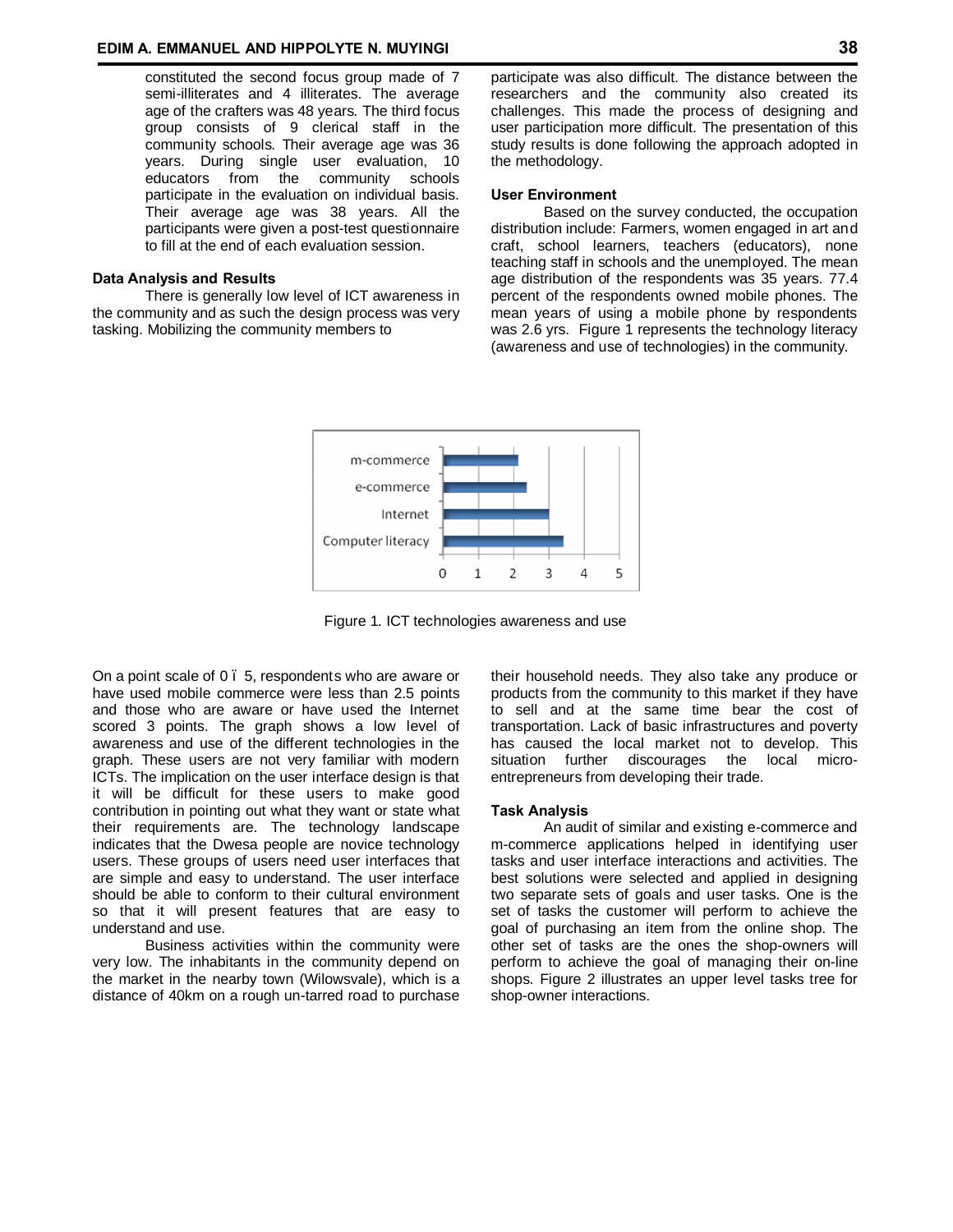constituted the second focus group made of 7 semi-illiterates and 4 illiterates. The average age of the crafters was 48 years. The third focus group consists of 9 clerical staff in the community schools. Their average age was 36 years. During single user evaluation, 10 educators from the community schools participate in the evaluation on individual basis. Their average age was 38 years. All the participants were given a post-test questionnaire to fill at the end of each evaluation session.

### Data Analysis and Results

There is generally low level of ICT awareness in the community and as such the design process was very tasking. Mobilizing the community members to participate was also difficult. The distance between the researchers and the community also created its challenges. This made the process of designing and user participation more difficult. The presentation of this study results is done following the approach adopted in the methodology.

### User Environment

Based on the survey conducted, the occupation distribution include: Farmers, women engaged in art and craft, school learners, teachers (educators), none teaching staff in schools and the unemployed. The mean age distribution of the respondents was 35 years. 77.4 percent of the respondents owned mobile phones. The mean years of using a mobile phone by respondents was 2.6 yrs. Figure 1 represents the technology literacy (awareness and use of technologies) in the community.

Figure 1. ICT technologies awareness and use

On a point scale of 0 – 5, respondents who are aware or have used mobile commerce were less than 2.5 points and those who are aware or have used the Internet scored 3 points. The graph shows a low level of awareness and use of the different technologies in the graph. These users are not very familiar with modern ICTs. The implication on the user interface design is that it will be difficult for these users to make good contribution in pointing out what they want or state what their requirements are. The technology landscape indicates that the Dwesa people are novice technology users. These groups of users need user interfaces that are simple and easy to understand. The user interface should be able to conform to their cultural environment so that it will present features that are easy to understand and use.

Business activities within the community were very low. The inhabitants in the community depend on the market in the nearby town (Wilowsvale), which is a distance of 40km on a rough un-tarred road to purchase their household needs. They also take any produce or products from the community to this market if they have to sell and at the same time bear the cost of transportation. Lack of basic infrastructures and poverty has caused the local market not to develop. This situation further discourages the local micro-entrepreneurs from developing their trade.

### Task Analysis

An audit of similar and existing e-commerce and m-commerce applications helped in identifying user tasks and user interface interactions and activities. The best solutions were selected and applied in designing two separate sets of goals and user tasks. One is the set of tasks the customer will perform to achieve the goal of purchasing an item from the online shop. The other set of tasks are the ones the shop-owners will perform to achieve the goal of managing their on-line shops. Figure 2 illustrates an upper level tasks tree for shop-owner interactions.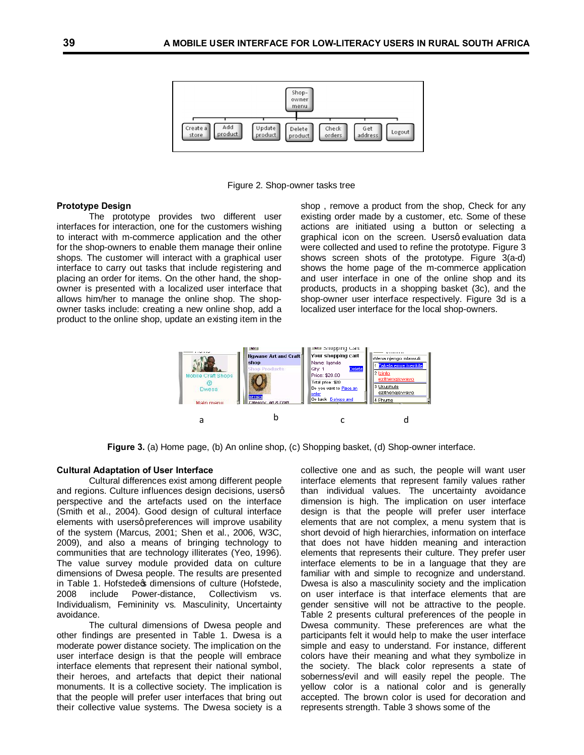Figure 2. Shop-owner tasks tree

**Prototype Design**

The prototype provides two different user interfaces for interaction, one for the customers wishing to interact with m-commerce application and the other for the shop-owners to enable them manage their online shops. The customer will interact with a graphical user interface to carry out tasks that include registering and placing an order for items. On the other hand, the shop-owner is presented with a localized user interface that allows him/her to manage the online shop. The shop-owner tasks include: creating a new online shop, add a product to the online shop, update an existing item in the shop , remove a product from the shop, Check for any existing order made by a customer, etc. Some of these actions are initiated using a button or selecting a graphical icon on the screen. Usersô evaluation data were collected and used to refine the prototype. Figure 3 shows screen shots of the prototype. Figure 3(a-d) shows the home page of the m-commerce application and user interface in one of the online shop and its products, products in a shopping basket (3c), and the shop-owner user interface respectively. Figure 3d is a localized user interface for the local shop-owners.

**Figure 3.** (a) Home page, (b) An online shop, (c) Shopping basket, (d) Shop-owner interface.

**Cultural Adaptation of User Interface**

Cultural differences exist among different people and regions. Culture influences design decisions, usersô perspective and the artefacts used on the interface (Smith et al., 2004). Good design of cultural interface elements with usersôpreferences will improve usability of the system (Marcus, 2001; Shen et al., 2006, W3C, 2009), and also a means of bringing technology to communities that are technology illiterates (Yeo, 1996). The value survey module provided data on culture dimensions of Dwesa people. The results are presented in Table 1. Hofstedeôs dimensions of culture (Hofstede, 2008 include Power-distance, Collectivism vs. Individualism, Femininity vs. Masculinity, Uncertainty avoidance.

The cultural dimensions of Dwesa people and other findings are presented in Table 1. Dwesa is a moderate power distance society. The implication on the user interface design is that the people will embrace interface elements that represent their national symbol, their heroes, and artefacts that depict their national monuments. It is a collective society. The implication is that the people will prefer user interfaces that bring out their collective value systems. The Dwesa society is a collective one and as such, the people will want user interface elements that represent family values rather than individual values. The uncertainty avoidance dimension is high. The implication on user interface design is that the people will prefer user interface elements that are not complex, a menu system that is short devoid of high hierarchies, information on interface that does not have hidden meaning and interaction elements that represents their culture. They prefer user interface elements to be in a language that they are familiar with and simple to recognize and understand. Dwesa is also a masculinity society and the implication on user interface elements that are gender sensitive will not be attractive to the people. Table 2 presents cultural preferences of the people in Dwesa community. These preferences are what the participants felt it would help to make the user interface simple and easy to understand. For instance, different colors have their meaning and what they symbolize in the society. The black color represents a state of soberness/evil and will easily repel the people. The yellow color is a national color and is generally accepted. The brown color is used for decoration and represents strength. Table 3 shows some of the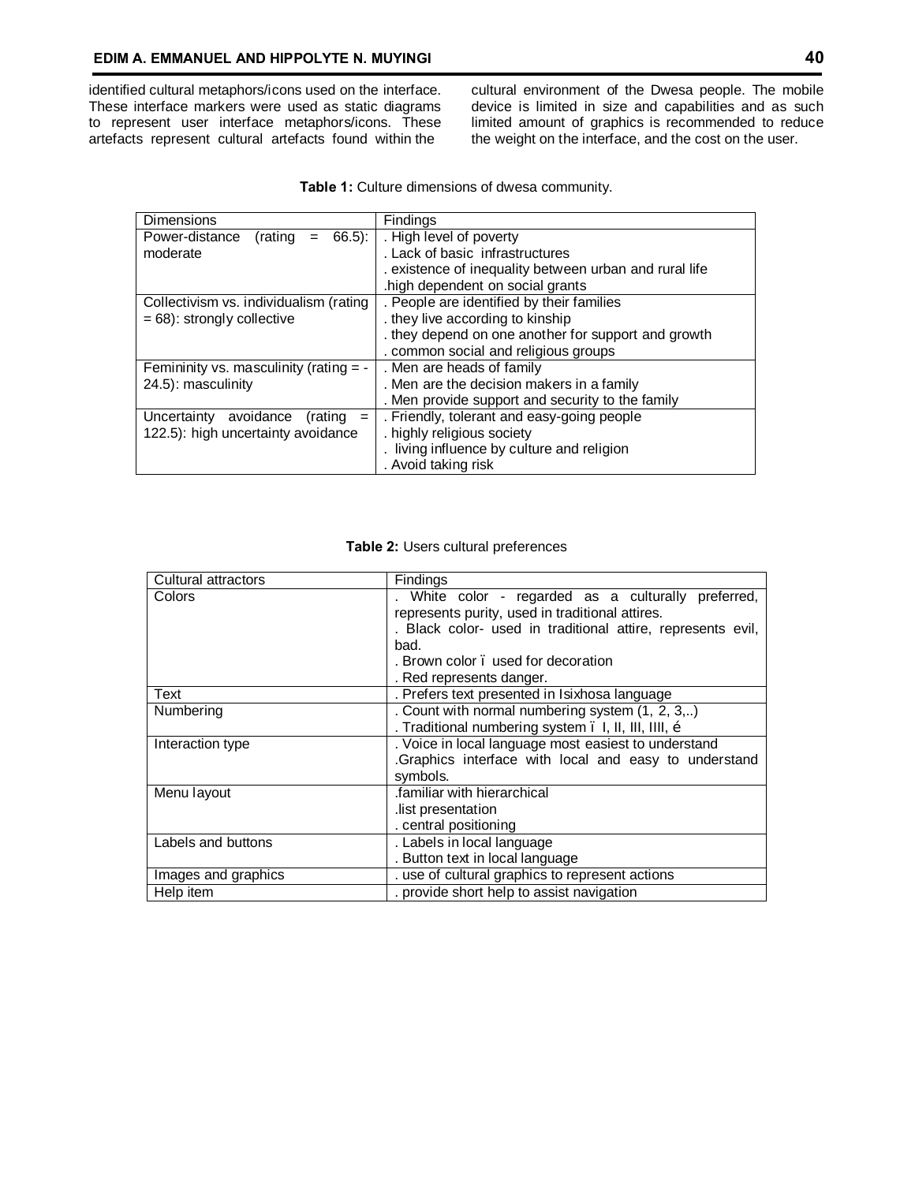identified cultural metaphors/icons used on the interface. These interface markers were used as static diagrams to represent user interface metaphors/icons. These artefacts represent cultural artefacts found within the cultural environment of the Dwesa people. The mobile device is limited in size and capabilities and as such limited amount of graphics is recommended to reduce the weight on the interface, and the cost on the user.

**Table 1:** Culture dimensions of dwesa community.

| Dimensions | Findings |
|---|---|
| Power-distance (rating = 66.5): moderate | . High level of poverty<br>. Lack of basic infrastructures<br>. existence of inequality between urban and rural life<br>.high dependent on social grants |
| Collectivism vs. individualism (rating = 68): strongly collective | . People are identified by their families<br>. they live according to kinship<br>. they depend on one another for support and growth<br>. common social and religious groups |
| Femininity vs. masculinity (rating = -24.5): masculinity | . Men are heads of family<br>. Men are the decision makers in a family<br>. Men provide support and security to the family |
| Uncertainty avoidance (rating = 122.5): high uncertainty avoidance | . Friendly, tolerant and easy-going people<br>. highly religious society<br>. living influence by culture and religion<br>. Avoid taking risk |

**Table 2:** Users cultural preferences

| Cultural attractors | Findings |
|---|---|
| Colors | . White color - regarded as a culturally preferred, represents purity, used in traditional attires.<br>. Black color- used in traditional attire, represents evil, bad.<br>. Brown color ï used for decoration<br>. Red represents danger. |
| Text | . Prefers text presented in Isixhosa language |
| Numbering | . Count with normal numbering system (1, 2, 3,..)<br>. Traditional numbering system ï I, II, III, IIII, é |
| Interaction type | . Voice in local language most easiest to understand<br>.Graphics interface with local and easy to understand symbols. |
| Menu layout | .familiar with hierarchical<br>.list presentation<br>. central positioning |
| Labels and buttons | . Labels in local language<br>. Button text in local language |
| Images and graphics | . use of cultural graphics to represent actions |
| Help item | . provide short help to assist navigation |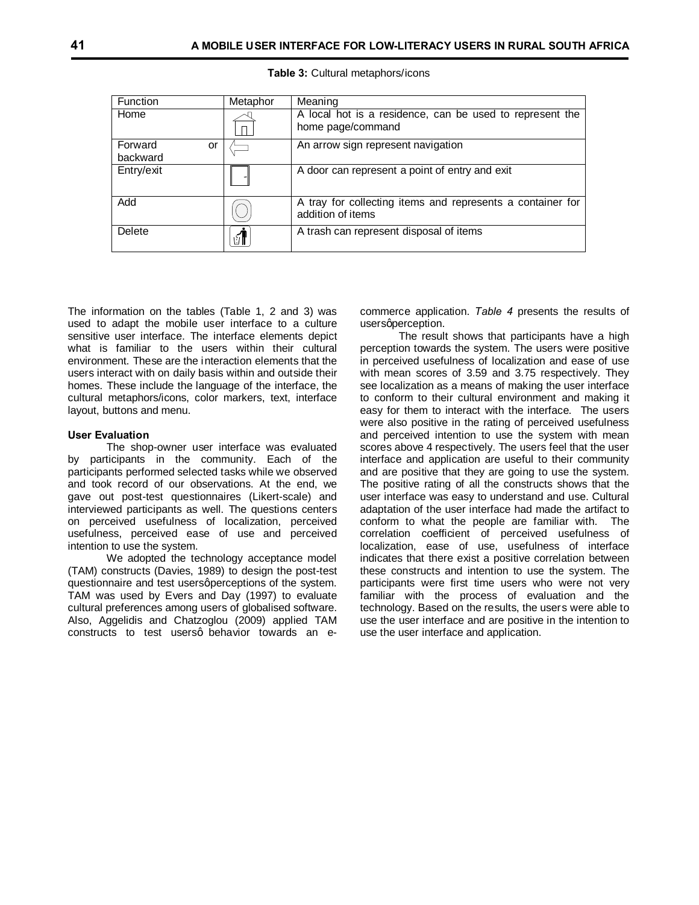**Table 3:** Cultural metaphors/icons

| Function | Metaphor | Meaning |
|---|---|---|
| Home | | A local hot is a residence, can be used to represent the home page/command |
| Forward or backward | | An arrow sign represent navigation |
| Entry/exit | | A door can represent a point of entry and exit |
| Add | | A tray for collecting items and represents a container for addition of items |
| Delete | | A trash can represent disposal of items |

The information on the tables (Table 1, 2 and 3) was used to adapt the mobile user interface to a culture sensitive user interface. The interface elements depict what is familiar to the users within their cultural environment. These are the interaction elements that the users interact with on daily basis within and outside their homes. These include the language of the interface, the cultural metaphors/icons, color markers, text, interface layout, buttons and menu.

**User Evaluation**

The shop-owner user interface was evaluated by participants in the community. Each of the participants performed selected tasks while we observed and took record of our observations. At the end, we gave out post-test questionnaires (Likert-scale) and interviewed participants as well. The questions centers on perceived usefulness of localization, perceived usefulness, perceived ease of use and perceived intention to use the system.

We adopted the technology acceptance model (TAM) constructs (Davies, 1989) to design the post-test questionnaire and test usersφperceptions of the system. TAM was used by Evers and Day (1997) to evaluate cultural preferences among users of globalised software. Also, Aggelidis and Chatzoglou (2009) applied TAM constructs to test usersφ behavior towards an e-commerce application. *Table 4* presents the results of usersφperception.

The result shows that participants have a high perception towards the system. The users were positive in perceived usefulness of localization and ease of use with mean scores of 3.59 and 3.75 respectively. They see localization as a means of making the user interface to conform to their cultural environment and making it easy for them to interact with the interface. The users were also positive in the rating of perceived usefulness and perceived intention to use the system with mean scores above 4 respectively. The users feel that the user interface and application are useful to their community and are positive that they are going to use the system. The positive rating of all the constructs shows that the user interface was easy to understand and use. Cultural adaptation of the user interface had made the artifact to conform to what the people are familiar with. The correlation coefficient of perceived usefulness of localization, ease of use, usefulness of interface indicates that there exist a positive correlation between these constructs and intention to use the system. The participants were first time users who were not very familiar with the process of evaluation and the technology. Based on the results, the users were able to use the user interface and are positive in the intention to use the user interface and application.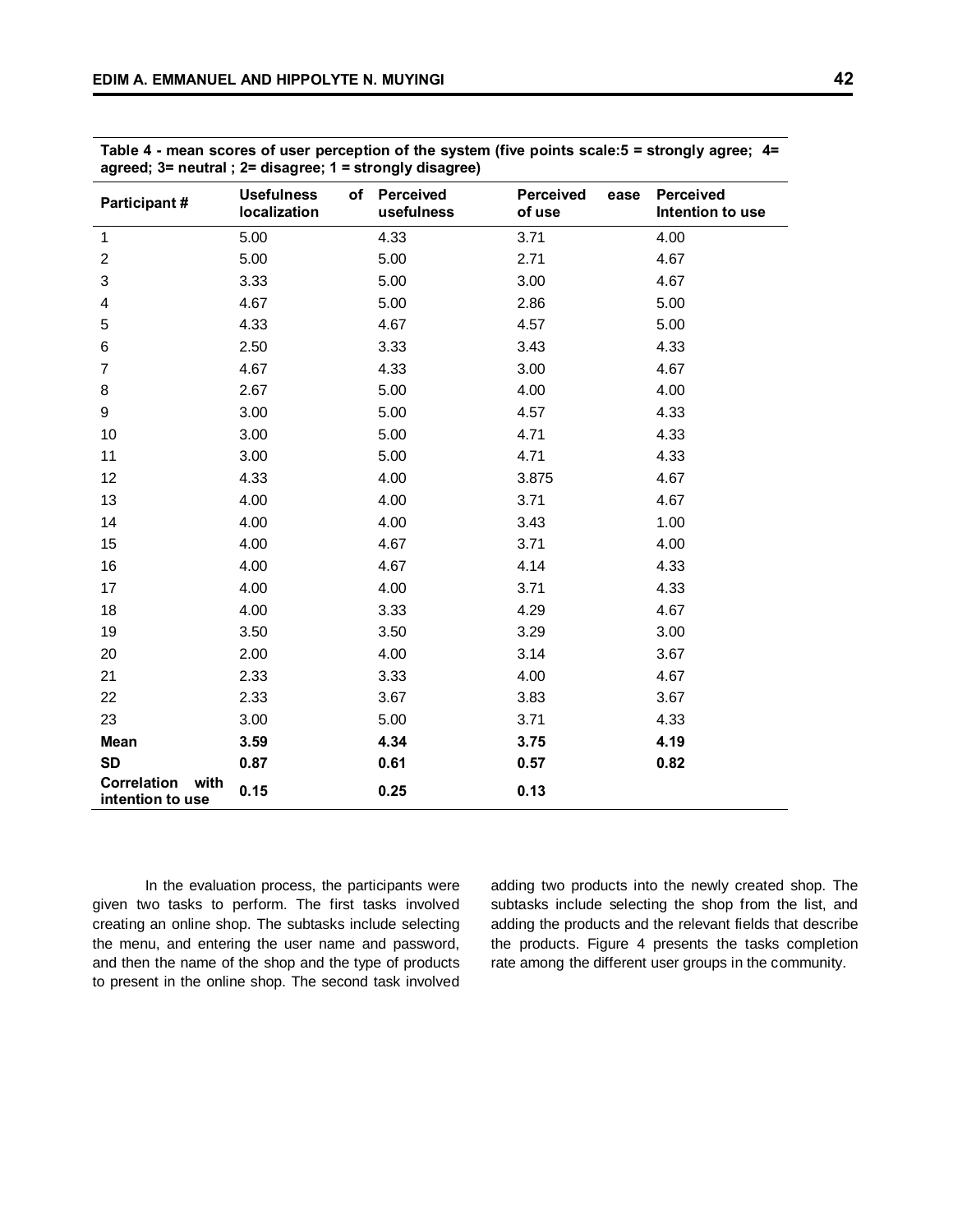**Table 4 - mean scores of user perception of the system (five points scale:5 = strongly agree; 4= agreed; 3= neutral ; 2= disagree; 1 = strongly disagree)**

| Participant # | Usefulness of localization | Perceived usefulness | Perceived ease of use | Perceived Intention to use |
|---|---|---|---|---|
| 1 | 5.00 | 4.33 | 3.71 | 4.00 |
| 2 | 5.00 | 5.00 | 2.71 | 4.67 |
| 3 | 3.33 | 5.00 | 3.00 | 4.67 |
| 4 | 4.67 | 5.00 | 2.86 | 5.00 |
| 5 | 4.33 | 4.67 | 4.57 | 5.00 |
| 6 | 2.50 | 3.33 | 3.43 | 4.33 |
| 7 | 4.67 | 4.33 | 3.00 | 4.67 |
| 8 | 2.67 | 5.00 | 4.00 | 4.00 |
| 9 | 3.00 | 5.00 | 4.57 | 4.33 |
| 10 | 3.00 | 5.00 | 4.71 | 4.33 |
| 11 | 3.00 | 5.00 | 4.71 | 4.33 |
| 12 | 4.33 | 4.00 | 3.875 | 4.67 |
| 13 | 4.00 | 4.00 | 3.71 | 4.67 |
| 14 | 4.00 | 4.00 | 3.43 | 1.00 |
| 15 | 4.00 | 4.67 | 3.71 | 4.00 |
| 16 | 4.00 | 4.67 | 4.14 | 4.33 |
| 17 | 4.00 | 4.00 | 3.71 | 4.33 |
| 18 | 4.00 | 3.33 | 4.29 | 4.67 |
| 19 | 3.50 | 3.50 | 3.29 | 3.00 |
| 20 | 2.00 | 4.00 | 3.14 | 3.67 |
| 21 | 2.33 | 3.33 | 4.00 | 4.67 |
| 22 | 2.33 | 3.67 | 3.83 | 3.67 |
| 23 | 3.00 | 5.00 | 3.71 | 4.33 |
| **Mean** | **3.59** | **4.34** | **3.75** | **4.19** |
| **SD** | **0.87** | **0.61** | **0.57** | **0.82** |
| **Correlation with intention to use** | **0.15** | **0.25** | **0.13** | |

In the evaluation process, the participants were given two tasks to perform. The first tasks involved creating an online shop. The subtasks include selecting the menu, and entering the user name and password, and then the name of the shop and the type of products to present in the online shop. The second task involved adding two products into the newly created shop. The subtasks include selecting the shop from the list, and adding the products and the relevant fields that describe the products. Figure 4 presents the tasks completion rate among the different user groups in the community.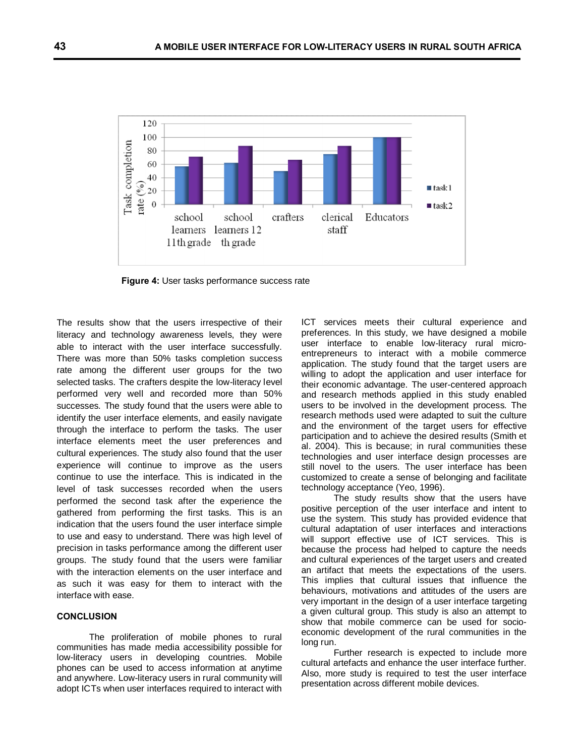120
100
80
60
40
20
0

Task completion rate (%)

school learners 11th grade
school learners 12 th grade
crafters
clerical staff
Educators

task1
task2

**Figure 4:** User tasks performance success rate

The results show that the users irrespective of their literacy and technology awareness levels, they were able to interact with the user interface successfully. There was more than 50% tasks completion success rate among the different user groups for the two selected tasks. The crafters despite the low-literacy level performed very well and recorded more than 50% successes. The study found that the users were able to identify the user interface elements, and easily navigate through the interface to perform the tasks. The user interface elements meet the user preferences and cultural experiences. The study also found that the user experience will continue to improve as the users continue to use the interface. This is indicated in the level of task successes recorded when the users performed the second task after the experience the gathered from performing the first tasks. This is an indication that the users found the user interface simple to use and easy to understand. There was high level of precision in tasks performance among the different user groups. The study found that the users were familiar with the interaction elements on the user interface and as such it was easy for them to interact with the interface with ease.

## CONCLUSION

The proliferation of mobile phones to rural communities has made media accessibility possible for low-literacy users in developing countries. Mobile phones can be used to access information at anytime and anywhere. Low-literacy users in rural community will adopt ICTs when user interfaces required to interact with ICT services meets their cultural experience and preferences. In this study, we have designed a mobile user interface to enable low-literacy rural micro-entrepreneurs to interact with a mobile commerce application. The study found that the target users are willing to adopt the application and user interface for their economic advantage. The user-centered approach and research methods applied in this study enabled users to be involved in the development process. The research methods used were adapted to suit the culture and the environment of the target users for effective participation and to achieve the desired results (Smith et al. 2004). This is because; in rural communities these technologies and user interface design processes are still novel to the users. The user interface has been customized to create a sense of belonging and facilitate technology acceptance (Yeo, 1996).

The study results show that the users have positive perception of the user interface and intent to use the system. This study has provided evidence that cultural adaptation of user interfaces and interactions will support effective use of ICT services. This is because the process had helped to capture the needs and cultural experiences of the target users and created an artifact that meets the expectations of the users. This implies that cultural issues that influence the behaviours, motivations and attitudes of the users are very important in the design of a user interface targeting a given cultural group. This study is also an attempt to show that mobile commerce can be used for socio-economic development of the rural communities in the long run.

Further research is expected to include more cultural artefacts and enhance the user interface further. Also, more study is required to test the user interface presentation across different mobile devices.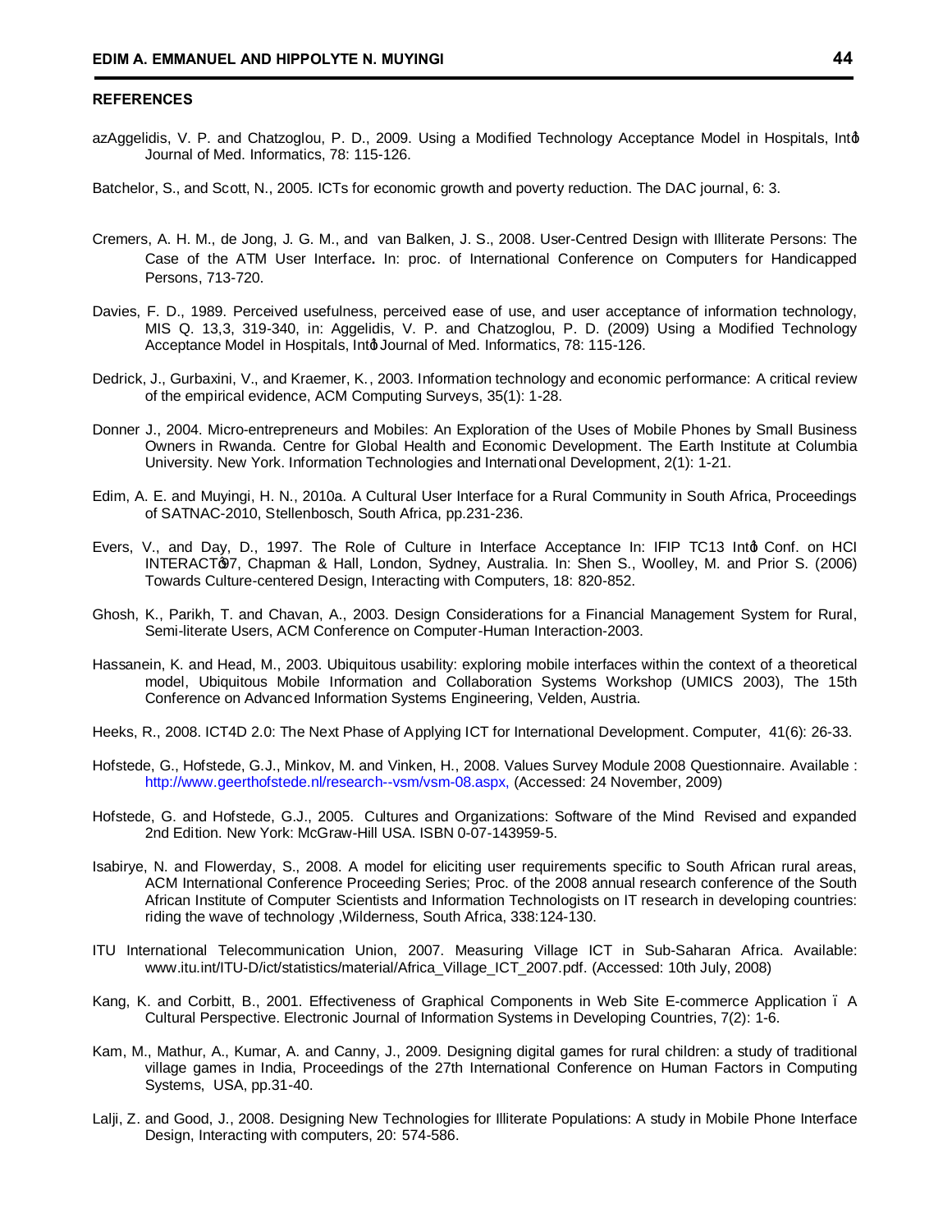## REFERENCES

azAggelidis, V. P. and Chatzoglou, P. D., 2009. Using a Modified Technology Acceptance Model in Hospitals, Intφ Journal of Med. Informatics, 78: 115-126.

Batchelor, S., and Scott, N., 2005. ICTs for economic growth and poverty reduction. The DAC journal, 6: 3.

Cremers, A. H. M., de Jong, J. G. M., and van Balken, J. S., 2008. User-Centred Design with Illiterate Persons: The Case of the ATM User Interface**.** In: proc. of International Conference on Computers for Handicapped Persons, 713-720.

Davies, F. D., 1989. Perceived usefulness, perceived ease of use, and user acceptance of information technology, MIS Q. 13,3, 319-340, in: Aggelidis, V. P. and Chatzoglou, P. D. (2009) Using a Modified Technology Acceptance Model in Hospitals, Intφ Journal of Med. Informatics, 78: 115-126.

Dedrick, J., Gurbaxini, V., and Kraemer, K., 2003. Information technology and economic performance: A critical review of the empirical evidence, ACM Computing Surveys, 35(1): 1-28.

Donner J., 2004. Micro-entrepreneurs and Mobiles: An Exploration of the Uses of Mobile Phones by Small Business Owners in Rwanda. Centre for Global Health and Economic Development. The Earth Institute at Columbia University. New York. Information Technologies and International Development, 2(1): 1-21.

Edim, A. E. and Muyingi, H. N., 2010a. A Cultural User Interface for a Rural Community in South Africa, Proceedings of SATNAC-2010, Stellenbosch, South Africa, pp.231-236.

Evers, V., and Day, D., 1997. The Role of Culture in Interface Acceptance In: IFIP TC13 Intφ Conf. on HCI INTERACTφ97, Chapman & Hall, London, Sydney, Australia. In: Shen S., Woolley, M. and Prior S. (2006) Towards Culture-centered Design, Interacting with Computers, 18: 820-852.

Ghosh, K., Parikh, T. and Chavan, A., 2003. Design Considerations for a Financial Management System for Rural, Semi-literate Users, ACM Conference on Computer-Human Interaction-2003.

Hassanein, K. and Head, M., 2003. Ubiquitous usability: exploring mobile interfaces within the context of a theoretical model, Ubiquitous Mobile Information and Collaboration Systems Workshop (UMICS 2003), The 15th Conference on Advanced Information Systems Engineering, Velden, Austria.

Heeks, R., 2008. ICT4D 2.0: The Next Phase of Applying ICT for International Development. Computer, 41(6): 26-33.

Hofstede, G., Hofstede, G.J., Minkov, M. and Vinken, H., 2008. Values Survey Module 2008 Questionnaire. Available : http://www.geerthofstede.nl/research--vsm/vsm-08.aspx, (Accessed: 24 November, 2009)

Hofstede, G. and Hofstede, G.J., 2005. Cultures and Organizations: Software of the Mind Revised and expanded 2nd Edition. New York: McGraw-Hill USA. ISBN 0-07-143959-5.

Isabirye, N. and Flowerday, S., 2008. A model for eliciting user requirements specific to South African rural areas, ACM International Conference Proceeding Series; Proc. of the 2008 annual research conference of the South African Institute of Computer Scientists and Information Technologists on IT research in developing countries: riding the wave of technology ,Wilderness, South Africa, 338:124-130.

ITU International Telecommunication Union, 2007. Measuring Village ICT in Sub-Saharan Africa. Available: www.itu.int/ITU-D/ict/statistics/material/Africa_Village_ICT_2007.pdf. (Accessed: 10th July, 2008)

Kang, K. and Corbitt, B., 2001. Effectiveness of Graphical Components in Web Site E-commerce Application ó A Cultural Perspective. Electronic Journal of Information Systems in Developing Countries, 7(2): 1-6.

Kam, M., Mathur, A., Kumar, A. and Canny, J., 2009. Designing digital games for rural children: a study of traditional village games in India, Proceedings of the 27th International Conference on Human Factors in Computing Systems, USA, pp.31-40.

Lalji, Z. and Good, J., 2008. Designing New Technologies for Illiterate Populations: A study in Mobile Phone Interface Design, Interacting with computers, 20: 574-586.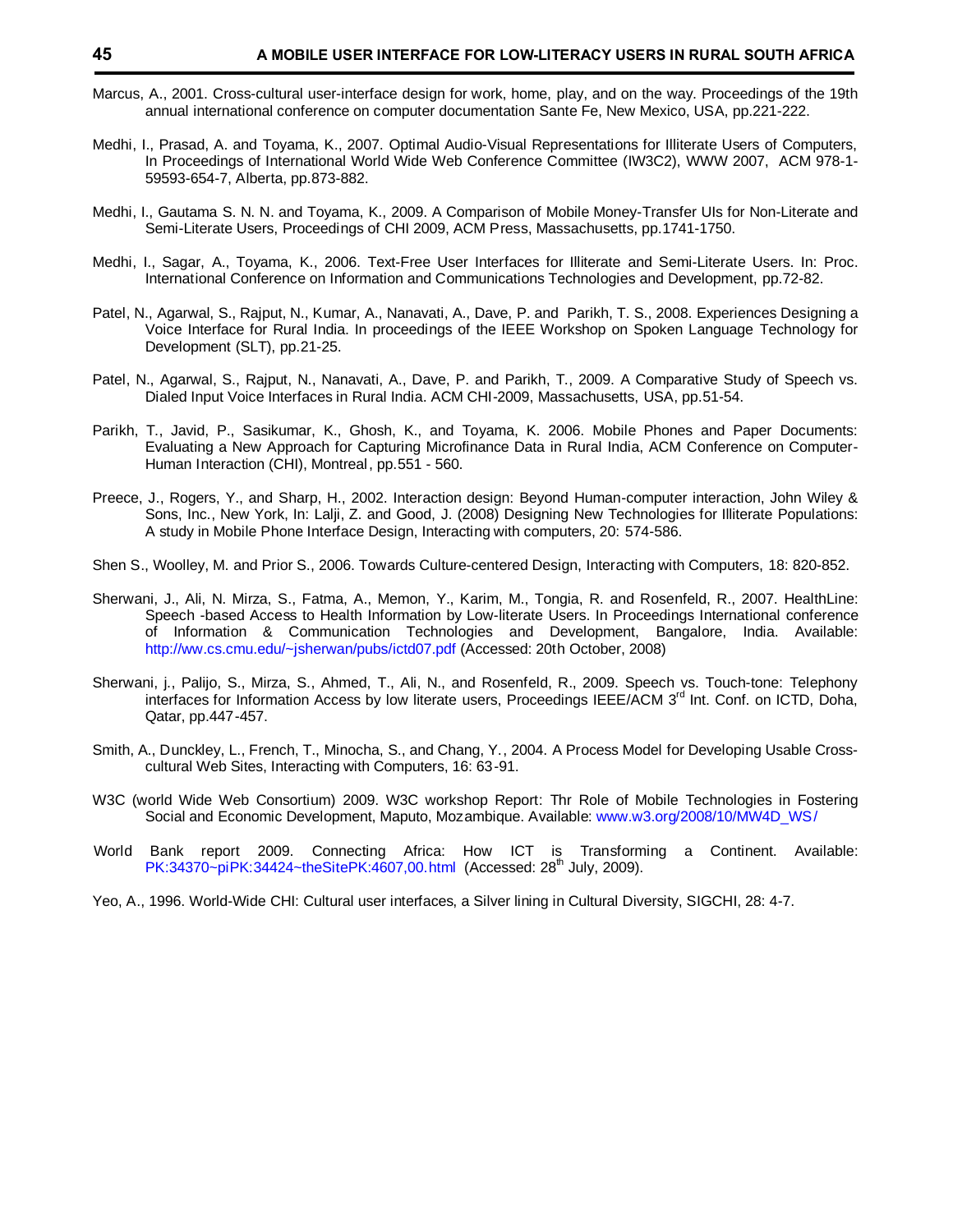Marcus, A., 2001. Cross-cultural user-interface design for work, home, play, and on the way. Proceedings of the 19th annual international conference on computer documentation Sante Fe, New Mexico, USA, pp.221-222.

Medhi, I., Prasad, A. and Toyama, K., 2007. Optimal Audio-Visual Representations for Illiterate Users of Computers, In Proceedings of International World Wide Web Conference Committee (IW3C2), WWW 2007, ACM 978-1-59593-654-7, Alberta, pp.873-882.

Medhi, I., Gautama S. N. N. and Toyama, K., 2009. A Comparison of Mobile Money-Transfer UIs for Non-Literate and Semi-Literate Users, Proceedings of CHI 2009, ACM Press, Massachusetts, pp.1741-1750.

Medhi, I., Sagar, A., Toyama, K., 2006. Text-Free User Interfaces for Illiterate and Semi-Literate Users. In: Proc. International Conference on Information and Communications Technologies and Development, pp.72-82.

Patel, N., Agarwal, S., Rajput, N., Kumar, A., Nanavati, A., Dave, P. and Parikh, T. S., 2008. Experiences Designing a Voice Interface for Rural India. In proceedings of the IEEE Workshop on Spoken Language Technology for Development (SLT), pp.21-25.

Patel, N., Agarwal, S., Rajput, N., Nanavati, A., Dave, P. and Parikh, T., 2009. A Comparative Study of Speech vs. Dialed Input Voice Interfaces in Rural India. ACM CHI-2009, Massachusetts, USA, pp.51-54.

Parikh, T., Javid, P., Sasikumar, K., Ghosh, K., and Toyama, K. 2006. Mobile Phones and Paper Documents: Evaluating a New Approach for Capturing Microfinance Data in Rural India, ACM Conference on Computer-Human Interaction (CHI), Montreal, pp.551 - 560.

Preece, J., Rogers, Y., and Sharp, H., 2002. Interaction design: Beyond Human-computer interaction, John Wiley & Sons, Inc., New York, In: Lalji, Z. and Good, J. (2008) Designing New Technologies for Illiterate Populations: A study in Mobile Phone Interface Design, Interacting with computers, 20: 574-586.

Shen S., Woolley, M. and Prior S., 2006. Towards Culture-centered Design, Interacting with Computers, 18: 820-852.

Sherwani, J., Ali, N. Mirza, S., Fatma, A., Memon, Y., Karim, M., Tongia, R. and Rosenfeld, R., 2007. HealthLine: Speech -based Access to Health Information by Low-literate Users. In Proceedings International conference of Information & Communication Technologies and Development, Bangalore, India. Available: http://ww.cs.cmu.edu/~jsherwan/pubs/ictd07.pdf (Accessed: 20th October, 2008)

Sherwani, j., Palijo, S., Mirza, S., Ahmed, T., Ali, N., and Rosenfeld, R., 2009. Speech vs. Touch-tone: Telephony interfaces for Information Access by low literate users, Proceedings IEEE/ACM 3rd Int. Conf. on ICTD, Doha, Qatar, pp.447-457.

Smith, A., Dunckley, L., French, T., Minocha, S., and Chang, Y., 2004. A Process Model for Developing Usable Cross-cultural Web Sites, Interacting with Computers, 16: 63-91.

W3C (world Wide Web Consortium) 2009. W3C workshop Report: Thr Role of Mobile Technologies in Fostering Social and Economic Development, Maputo, Mozambique. Available: www.w3.org/2008/10/MW4D_WS/

World Bank report 2009. Connecting Africa: How ICT is Transforming a Continent. Available: PK:34370~piPK:34424~theSitePK:4607,00.html (Accessed: 28th July, 2009).

Yeo, A., 1996. World-Wide CHI: Cultural user interfaces, a Silver lining in Cultural Diversity, SIGCHI, 28: 4-7.